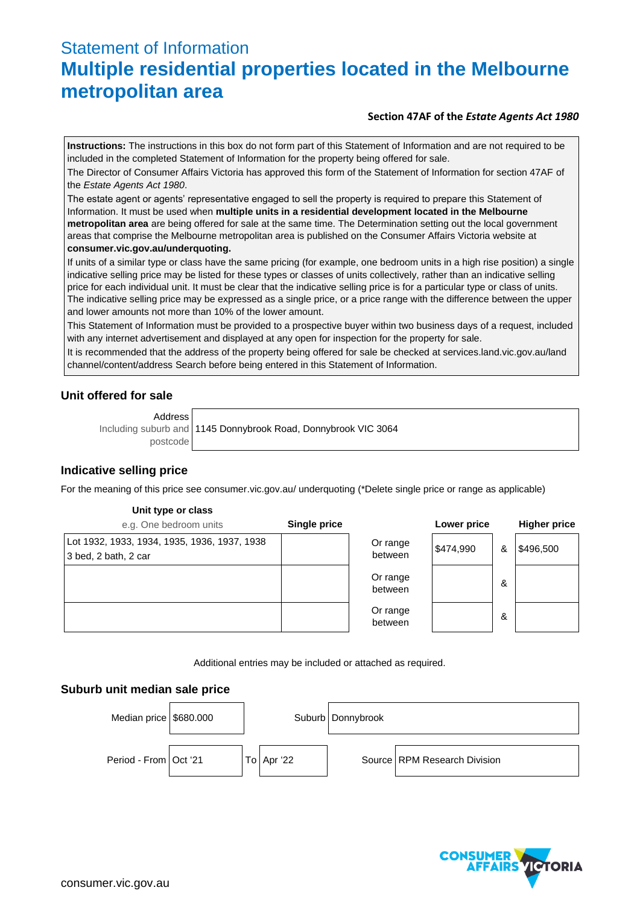# Statement of Information

# Multiple residential properties located in the Melbourne metropolitan area

**Section 47AF of the *Estate Agents Act 1980***

**Instructions:** The instructions in this box do not form part of this Statement of Information and are not required to be included in the completed Statement of Information for the property being offered for sale.

The Director of Consumer Affairs Victoria has approved this form of the Statement of Information for section 47AF of the *Estate Agents Act 1980*.

The estate agent or agents' representative engaged to sell the property is required to prepare this Statement of Information. It must be used when **multiple units in a residential development located in the Melbourne metropolitan area** are being offered for sale at the same time. The Determination setting out the local government areas that comprise the Melbourne metropolitan area is published on the Consumer Affairs Victoria website at **consumer.vic.gov.au/underquoting.**

If units of a similar type or class have the same pricing (for example, one bedroom units in a high rise position) a single indicative selling price may be listed for these types or classes of units collectively, rather than an indicative selling price for each individual unit. It must be clear that the indicative selling price is for a particular type or class of units. The indicative selling price may be expressed as a single price, or a price range with the difference between the upper and lower amounts not more than 10% of the lower amount.

This Statement of Information must be provided to a prospective buyer within two business days of a request, included with any internet advertisement and displayed at any open for inspection for the property for sale.

It is recommended that the address of the property being offered for sale be checked at services.land.vic.gov.au/land channel/content/address Search before being entered in this Statement of Information.

## Unit offered for sale

| Address Including suburb and postcode | 1145 Donnybrook Road, Donnybrook VIC 3064 |
|---|---|

## Indicative selling price

For the meaning of this price see consumer.vic.gov.au/ underquoting (*Delete single price or range as applicable)

| Unit type or class e.g. One bedroom units | Single price | | Lower price | | Higher price |
|---|---|---|---|---|---|
| Lot 1932, 1933, 1934, 1935, 1936, 1937, 1938 3 bed, 2 bath, 2 car | | Or range between | $474,990 | & | $496,500 |
| | | Or range between | | & | |
| | | Or range between | | & | |

Additional entries may be included or attached as required.

## Suburb unit median sale price

| Median price | $680.000 | | Suburb | Donnybrook |
|---|---|---|---|---|
| Period - From | Oct '21 | To Apr '22 | Source | RPM Research Division |

consumer.vic.gov.au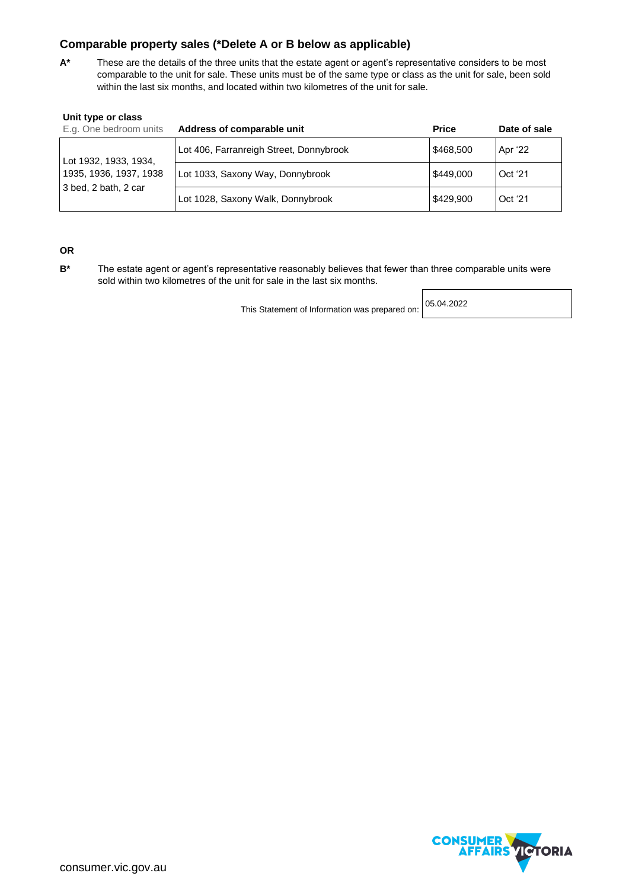## Comparable property sales (*Delete A or B below as applicable)

**A*** These are the details of the three units that the estate agent or agent's representative considers to be most comparable to the unit for sale. These units must be of the same type or class as the unit for sale, been sold within the last six months, and located within two kilometres of the unit for sale.

| **Unit type or class**<br>E.g. One bedroom units | **Address of comparable unit** | **Price** | **Date of sale** |
|---|---|---|---|
| Lot 1932, 1933, 1934, 1935, 1936, 1937, 1938<br>3 bed, 2 bath, 2 car | Lot 406, Farranreigh Street, Donnybrook | $468,500 | Apr '22 |
| | Lot 1033, Saxony Way, Donnybrook | $449,000 | Oct '21 |
| | Lot 1028, Saxony Walk, Donnybrook | $429,900 | Oct '21 |

**OR**

**B*** The estate agent or agent's representative reasonably believes that fewer than three comparable units were sold within two kilometres of the unit for sale in the last six months.

This Statement of Information was prepared on: 05.04.2022

consumer.vic.gov.au

CONSUMER AFFAIRS VICTORIA